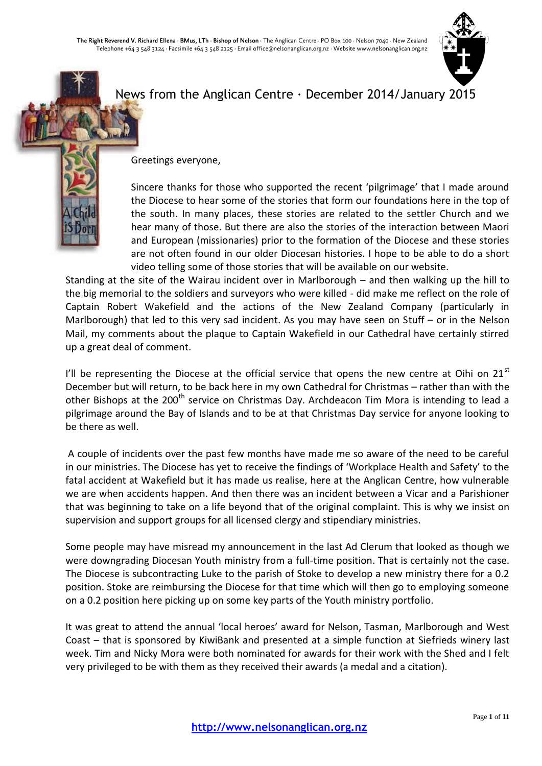The Right Reverend V. Richard Ellena · BMus, LTh · Bishop of Nelson · The Anglican Centre · PO Box 100 · Nelson 7040 · New Zealand
Telephone +64 3 548 3124 · Facsimile +64 3 548 2125 · Email office@nelsonanglican.org.nz · Website www.nelsonanglican.org.nz

# News from the Anglican Centre · December 2014/January 2015

Greetings everyone,

Sincere thanks for those who supported the recent 'pilgrimage' that I made around the Diocese to hear some of the stories that form our foundations here in the top of the south. In many places, these stories are related to the settler Church and we hear many of those. But there are also the stories of the interaction between Maori and European (missionaries) prior to the formation of the Diocese and these stories are not often found in our older Diocesan histories. I hope to be able to do a short video telling some of those stories that will be available on our website.
Standing at the site of the Wairau incident over in Marlborough – and then walking up the hill to the big memorial to the soldiers and surveyors who were killed - did make me reflect on the role of Captain Robert Wakefield and the actions of the New Zealand Company (particularly in Marlborough) that led to this very sad incident. As you may have seen on Stuff – or in the Nelson Mail, my comments about the plaque to Captain Wakefield in our Cathedral have certainly stirred up a great deal of comment.

I'll be representing the Diocese at the official service that opens the new centre at Oihi on 21st December but will return, to be back here in my own Cathedral for Christmas – rather than with the other Bishops at the 200th service on Christmas Day. Archdeacon Tim Mora is intending to lead a pilgrimage around the Bay of Islands and to be at that Christmas Day service for anyone looking to be there as well.

A couple of incidents over the past few months have made me so aware of the need to be careful in our ministries. The Diocese has yet to receive the findings of 'Workplace Health and Safety' to the fatal accident at Wakefield but it has made us realise, here at the Anglican Centre, how vulnerable we are when accidents happen. And then there was an incident between a Vicar and a Parishioner that was beginning to take on a life beyond that of the original complaint. This is why we insist on supervision and support groups for all licensed clergy and stipendiary ministries.

Some people may have misread my announcement in the last Ad Clerum that looked as though we were downgrading Diocesan Youth ministry from a full-time position. That is certainly not the case. The Diocese is subcontracting Luke to the parish of Stoke to develop a new ministry there for a 0.2 position. Stoke are reimbursing the Diocese for that time which will then go to employing someone on a 0.2 position here picking up on some key parts of the Youth ministry portfolio.

It was great to attend the annual 'local heroes' award for Nelson, Tasman, Marlborough and West Coast – that is sponsored by KiwiBank and presented at a simple function at Siefrieds winery last week. Tim and Nicky Mora were both nominated for awards for their work with the Shed and I felt very privileged to be with them as they received their awards (a medal and a citation).

http://www.nelsonanglican.org.nz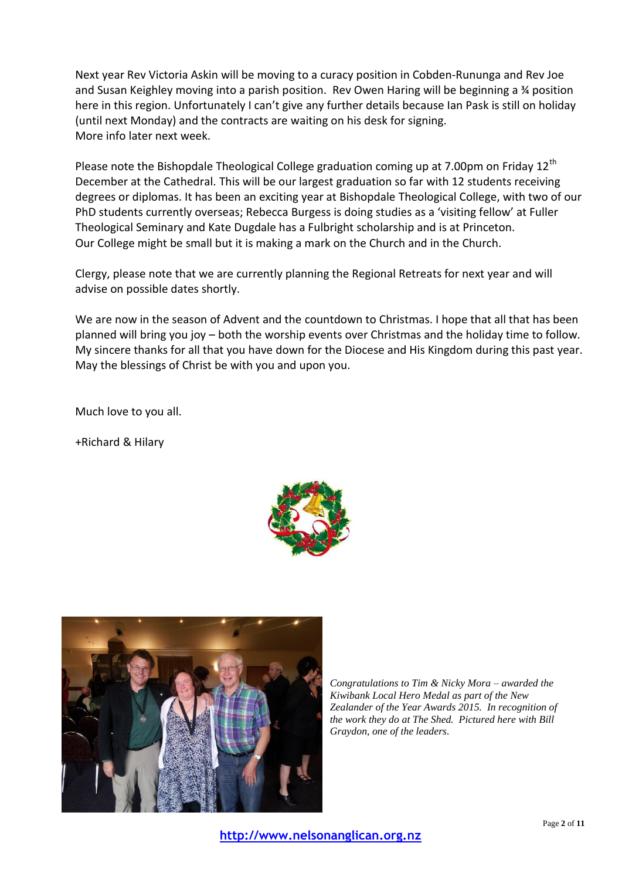Next year Rev Victoria Askin will be moving to a curacy position in Cobden-Rununga and Rev Joe and Susan Keighley moving into a parish position. Rev Owen Haring will be beginning a ¾ position here in this region. Unfortunately I can't give any further details because Ian Pask is still on holiday (until next Monday) and the contracts are waiting on his desk for signing.
More info later next week.

Please note the Bishopdale Theological College graduation coming up at 7.00pm on Friday 12th December at the Cathedral. This will be our largest graduation so far with 12 students receiving degrees or diplomas. It has been an exciting year at Bishopdale Theological College, with two of our PhD students currently overseas; Rebecca Burgess is doing studies as a 'visiting fellow' at Fuller Theological Seminary and Kate Dugdale has a Fulbright scholarship and is at Princeton.
Our College might be small but it is making a mark on the Church and in the Church.

Clergy, please note that we are currently planning the Regional Retreats for next year and will advise on possible dates shortly.

We are now in the season of Advent and the countdown to Christmas. I hope that all that has been planned will bring you joy – both the worship events over Christmas and the holiday time to follow. My sincere thanks for all that you have down for the Diocese and His Kingdom during this past year. May the blessings of Christ be with you and upon you.

Much love to you all.

+Richard & Hilary

*Congratulations to Tim & Nicky Mora – awarded the Kiwibank Local Hero Medal as part of the New Zealander of the Year Awards 2015. In recognition of the work they do at The Shed. Pictured here with Bill Graydon, one of the leaders.*

**http://www.nelsonanglican.org.nz**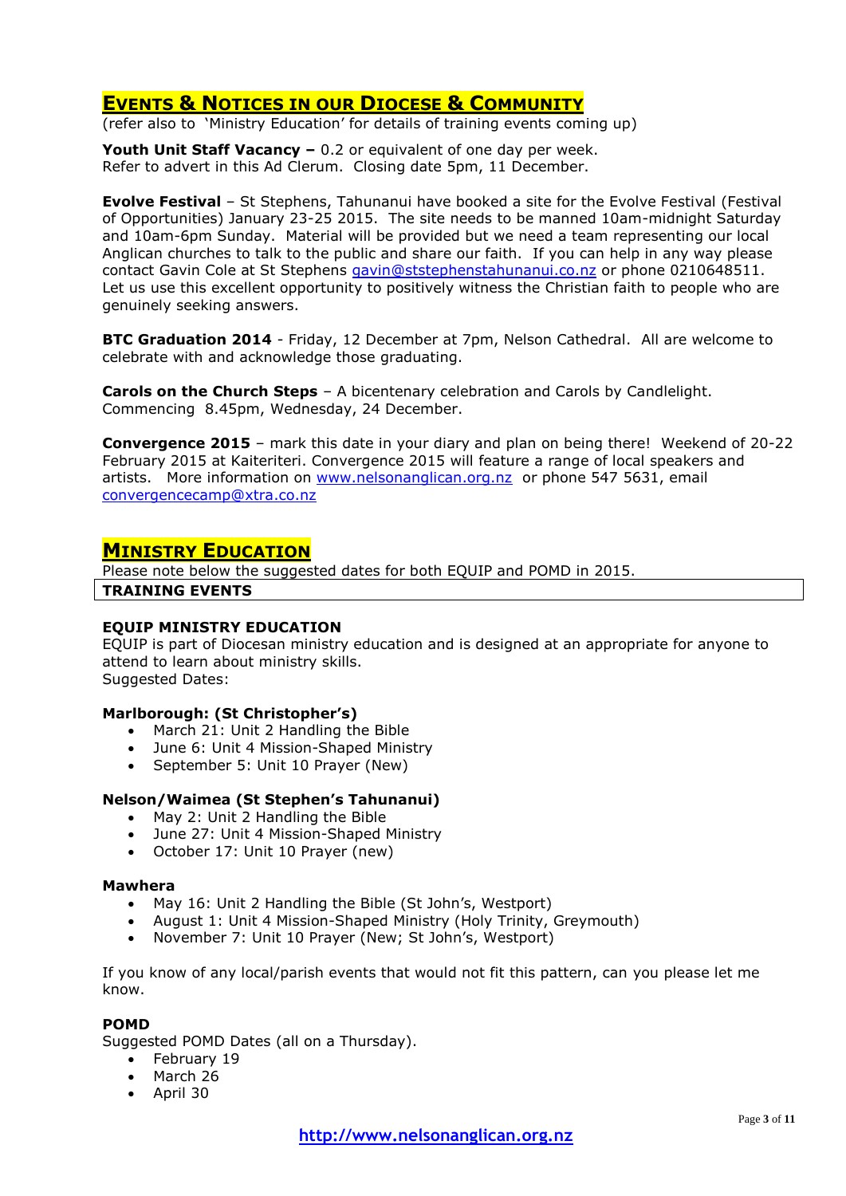## Events & Notices in our Diocese & Community

(refer also to 'Ministry Education' for details of training events coming up)

**Youth Unit Staff Vacancy –** 0.2 or equivalent of one day per week.
Refer to advert in this Ad Clerum. Closing date 5pm, 11 December.

**Evolve Festival** – St Stephens, Tahunanui have booked a site for the Evolve Festival (Festival of Opportunities) January 23-25 2015. The site needs to be manned 10am-midnight Saturday and 10am-6pm Sunday. Material will be provided but we need a team representing our local Anglican churches to talk to the public and share our faith. If you can help in any way please contact Gavin Cole at St Stephens gavin@ststephenstahunanui.co.nz or phone 0210648511. Let us use this excellent opportunity to positively witness the Christian faith to people who are genuinely seeking answers.

**BTC Graduation 2014** - Friday, 12 December at 7pm, Nelson Cathedral. All are welcome to celebrate with and acknowledge those graduating.

**Carols on the Church Steps** – A bicentenary celebration and Carols by Candlelight. Commencing 8.45pm, Wednesday, 24 December.

**Convergence 2015** – mark this date in your diary and plan on being there! Weekend of 20-22 February 2015 at Kaiteriteri. Convergence 2015 will feature a range of local speakers and artists. More information on www.nelsonanglican.org.nz or phone 547 5631, email convergencecamp@xtra.co.nz

## Ministry Education

Please note below the suggested dates for both EQUIP and POMD in 2015.

**TRAINING EVENTS**

### EQUIP MINISTRY EDUCATION

EQUIP is part of Diocesan ministry education and is designed at an appropriate for anyone to attend to learn about ministry skills.
Suggested Dates:

**Marlborough: (St Christopher's)**

- March 21: Unit 2 Handling the Bible
- June 6: Unit 4 Mission-Shaped Ministry
- September 5: Unit 10 Prayer (New)

**Nelson/Waimea (St Stephen's Tahunanui)**

- May 2: Unit 2 Handling the Bible
- June 27: Unit 4 Mission-Shaped Ministry
- October 17: Unit 10 Prayer (new)

**Mawhera**

- May 16: Unit 2 Handling the Bible (St John's, Westport)
- August 1: Unit 4 Mission-Shaped Ministry (Holy Trinity, Greymouth)
- November 7: Unit 10 Prayer (New; St John's, Westport)

If you know of any local/parish events that would not fit this pattern, can you please let me know.

### POMD

Suggested POMD Dates (all on a Thursday).

- February 19
- March 26
- April 30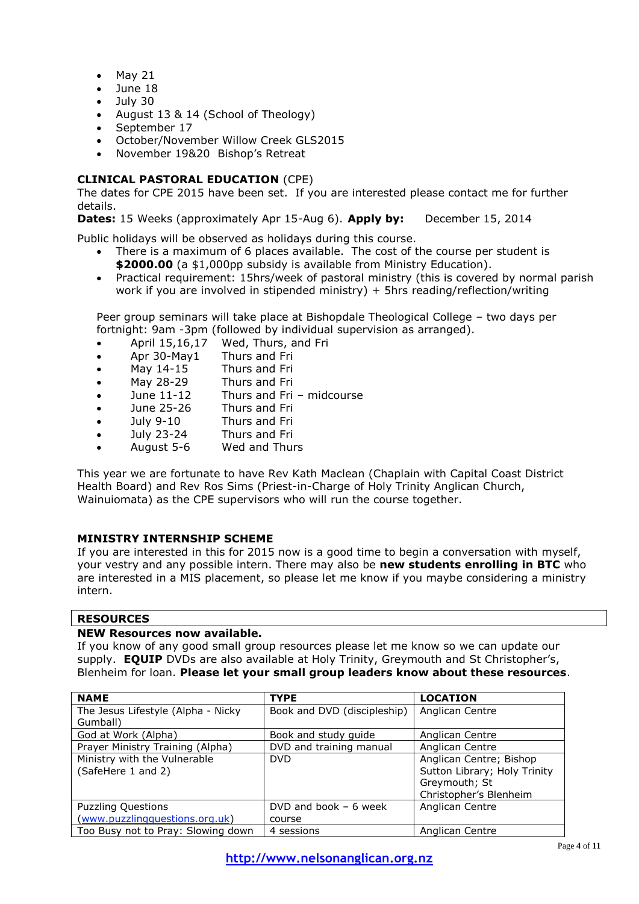- May 21
- June 18
- July 30
- August 13 & 14 (School of Theology)
- September 17
- October/November Willow Creek GLS2015
- November 19&20  Bishop's Retreat

**CLINICAL PASTORAL EDUCATION** (CPE)

The dates for CPE 2015 have been set. If you are interested please contact me for further details.

**Dates:** 15 Weeks (approximately Apr 15-Aug 6). **Apply by:** December 15, 2014

Public holidays will be observed as holidays during this course.

- There is a maximum of 6 places available. The cost of the course per student is **$2000.00** (a $1,000pp subsidy is available from Ministry Education).
- Practical requirement: 15hrs/week of pastoral ministry (this is covered by normal parish work if you are involved in stipended ministry) + 5hrs reading/reflection/writing

Peer group seminars will take place at Bishopdale Theological College – two days per fortnight: 9am -3pm (followed by individual supervision as arranged).

- April 15,16,17 Wed, Thurs, and Fri
- Apr 30-May1 Thurs and Fri
- May 14-15 Thurs and Fri
- May 28-29 Thurs and Fri
- June 11-12 Thurs and Fri – midcourse
- June 25-26 Thurs and Fri
- July 9-10 Thurs and Fri
- July 23-24 Thurs and Fri
- August 5-6 Wed and Thurs

This year we are fortunate to have Rev Kath Maclean (Chaplain with Capital Coast District Health Board) and Rev Ros Sims (Priest-in-Charge of Holy Trinity Anglican Church, Wainuiomata) as the CPE supervisors who will run the course together.

**MINISTRY INTERNSHIP SCHEME**

If you are interested in this for 2015 now is a good time to begin a conversation with myself, your vestry and any possible intern. There may also be **new students enrolling in BTC** who are interested in a MIS placement, so please let me know if you maybe considering a ministry intern.

## RESOURCES

**NEW Resources now available.**

If you know of any good small group resources please let me know so we can update our supply. **EQUIP** DVDs are also available at Holy Trinity, Greymouth and St Christopher's, Blenheim for loan. **Please let your small group leaders know about these resources**.

| NAME | TYPE | LOCATION |
|---|---|---|
| The Jesus Lifestyle (Alpha - Nicky Gumball) | Book and DVD (discipleship) | Anglican Centre |
| God at Work (Alpha) | Book and study guide | Anglican Centre |
| Prayer Ministry Training (Alpha) | DVD and training manual | Anglican Centre |
| Ministry with the Vulnerable (SafeHere 1 and 2) | DVD | Anglican Centre; Bishop Sutton Library; Holy Trinity Greymouth; St Christopher's Blenheim |
| Puzzling Questions (www.puzzlingquestions.org.uk) | DVD and book – 6 week course | Anglican Centre |
| Too Busy not to Pray: Slowing down | 4 sessions | Anglican Centre |

**http://www.nelsonanglican.org.nz**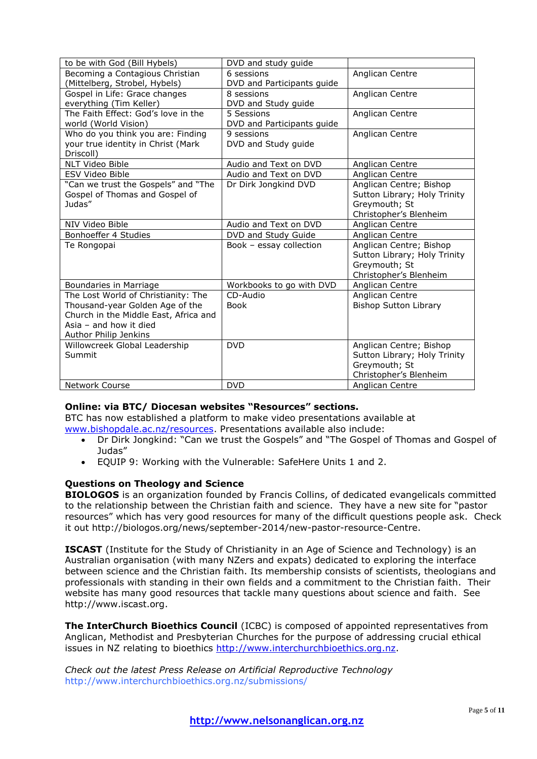| | | |
|---|---|---|
| to be with God (Bill Hybels) | DVD and study guide | |
| Becoming a Contagious Christian (Mittelberg, Strobel, Hybels) | 6 sessions DVD and Participants guide | Anglican Centre |
| Gospel in Life: Grace changes everything (Tim Keller) | 8 sessions DVD and Study guide | Anglican Centre |
| The Faith Effect: God's love in the world (World Vision) | 5 Sessions DVD and Participants guide | Anglican Centre |
| Who do you think you are: Finding your true identity in Christ (Mark Driscoll) | 9 sessions DVD and Study guide | Anglican Centre |
| NLT Video Bible | Audio and Text on DVD | Anglican Centre |
| ESV Video Bible | Audio and Text on DVD | Anglican Centre |
| "Can we trust the Gospels" and "The Gospel of Thomas and Gospel of Judas" | Dr Dirk Jongkind DVD | Anglican Centre; Bishop Sutton Library; Holy Trinity Greymouth; St Christopher's Blenheim |
| NIV Video Bible | Audio and Text on DVD | Anglican Centre |
| Bonhoeffer 4 Studies | DVD and Study Guide | Anglican Centre |
| Te Rongopai | Book – essay collection | Anglican Centre; Bishop Sutton Library; Holy Trinity Greymouth; St Christopher's Blenheim |
| Boundaries in Marriage | Workbooks to go with DVD | Anglican Centre |
| The Lost World of Christianity: The Thousand-year Golden Age of the Church in the Middle East, Africa and Asia – and how it died Author Philip Jenkins | CD-Audio Book | Anglican Centre Bishop Sutton Library |
| Willowcreek Global Leadership Summit | DVD | Anglican Centre; Bishop Sutton Library; Holy Trinity Greymouth; St Christopher's Blenheim |
| Network Course | DVD | Anglican Centre |

**Online: via BTC/ Diocesan websites "Resources" sections.**

BTC has now established a platform to make video presentations available at www.bishopdale.ac.nz/resources. Presentations available also include:

- Dr Dirk Jongkind: "Can we trust the Gospels" and "The Gospel of Thomas and Gospel of Judas"
- EQUIP 9: Working with the Vulnerable: SafeHere Units 1 and 2.

**Questions on Theology and Science**

**BIOLOGOS** is an organization founded by Francis Collins, of dedicated evangelicals committed to the relationship between the Christian faith and science. They have a new site for "pastor resources" which has very good resources for many of the difficult questions people ask. Check it out http://biologos.org/news/september-2014/new-pastor-resource-Centre.

**ISCAST** (Institute for the Study of Christianity in an Age of Science and Technology) is an Australian organisation (with many NZers and expats) dedicated to exploring the interface between science and the Christian faith. Its membership consists of scientists, theologians and professionals with standing in their own fields and a commitment to the Christian faith. Their website has many good resources that tackle many questions about science and faith. See http://www.iscast.org.

**The InterChurch Bioethics Council** (ICBC) is composed of appointed representatives from Anglican, Methodist and Presbyterian Churches for the purpose of addressing crucial ethical issues in NZ relating to bioethics http://www.interchurchbioethics.org.nz.

*Check out the latest Press Release on Artificial Reproductive Technology* http://www.interchurchbioethics.org.nz/submissions/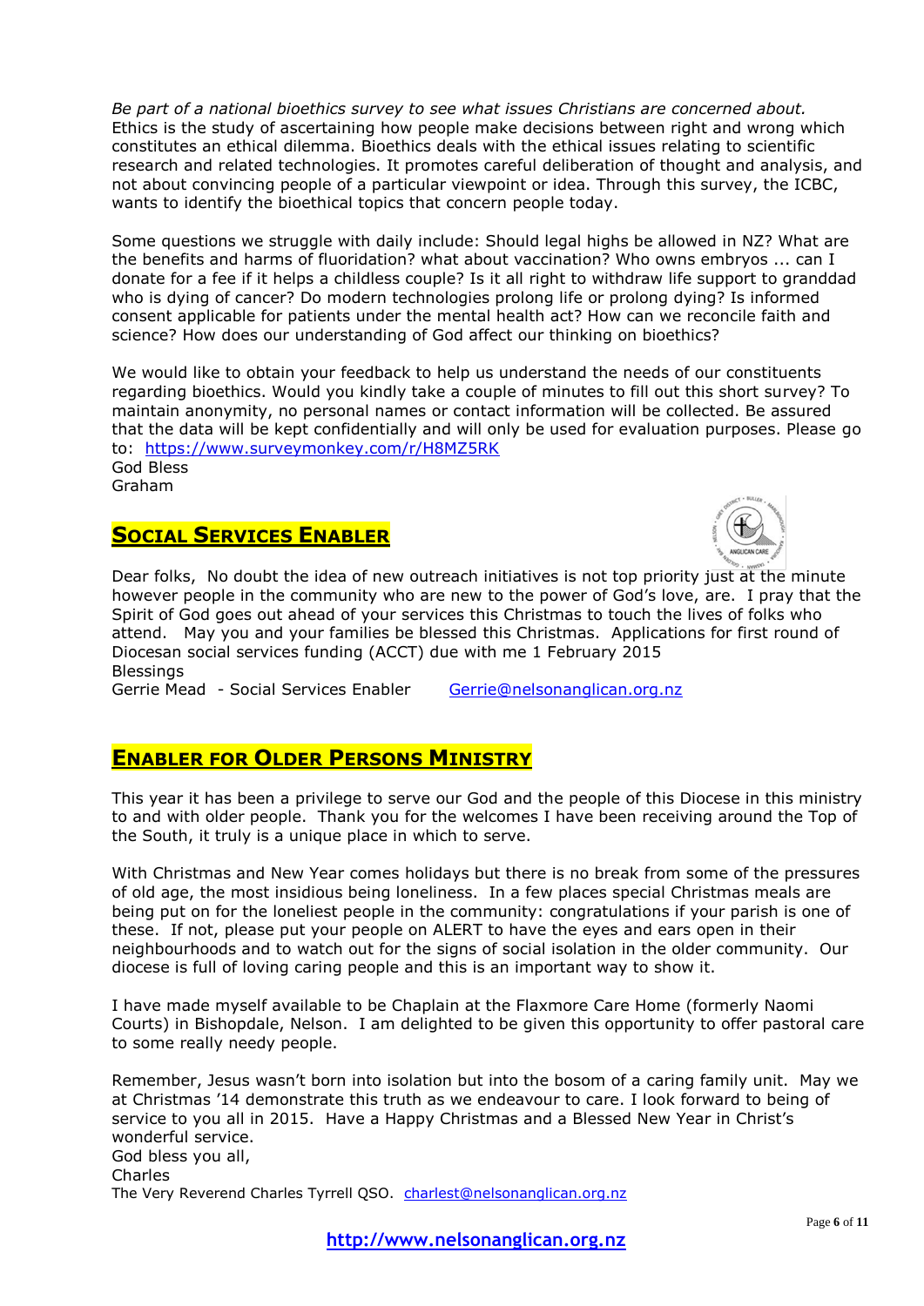*Be part of a national bioethics survey to see what issues Christians are concerned about.*
Ethics is the study of ascertaining how people make decisions between right and wrong which constitutes an ethical dilemma. Bioethics deals with the ethical issues relating to scientific research and related technologies. It promotes careful deliberation of thought and analysis, and not about convincing people of a particular viewpoint or idea. Through this survey, the ICBC, wants to identify the bioethical topics that concern people today.

Some questions we struggle with daily include: Should legal highs be allowed in NZ? What are the benefits and harms of fluoridation? what about vaccination? Who owns embryos ... can I donate for a fee if it helps a childless couple? Is it all right to withdraw life support to granddad who is dying of cancer? Do modern technologies prolong life or prolong dying? Is informed consent applicable for patients under the mental health act? How can we reconcile faith and science? How does our understanding of God affect our thinking on bioethics?

We would like to obtain your feedback to help us understand the needs of our constituents regarding bioethics. Would you kindly take a couple of minutes to fill out this short survey? To maintain anonymity, no personal names or contact information will be collected. Be assured that the data will be kept confidentially and will only be used for evaluation purposes. Please go to: https://www.surveymonkey.com/r/H8MZ5RK
God Bless
Graham

## Social Services Enabler

Dear folks, No doubt the idea of new outreach initiatives is not top priority just at the minute however people in the community who are new to the power of God's love, are. I pray that the Spirit of God goes out ahead of your services this Christmas to touch the lives of folks who attend. May you and your families be blessed this Christmas. Applications for first round of Diocesan social services funding (ACCT) due with me 1 February 2015
Blessings
Gerrie Mead - Social Services Enabler Gerrie@nelsonanglican.org.nz

## Enabler for Older Persons Ministry

This year it has been a privilege to serve our God and the people of this Diocese in this ministry to and with older people. Thank you for the welcomes I have been receiving around the Top of the South, it truly is a unique place in which to serve.

With Christmas and New Year comes holidays but there is no break from some of the pressures of old age, the most insidious being loneliness. In a few places special Christmas meals are being put on for the loneliest people in the community: congratulations if your parish is one of these. If not, please put your people on ALERT to have the eyes and ears open in their neighbourhoods and to watch out for the signs of social isolation in the older community. Our diocese is full of loving caring people and this is an important way to show it.

I have made myself available to be Chaplain at the Flaxmore Care Home (formerly Naomi Courts) in Bishopdale, Nelson. I am delighted to be given this opportunity to offer pastoral care to some really needy people.

Remember, Jesus wasn't born into isolation but into the bosom of a caring family unit. May we at Christmas '14 demonstrate this truth as we endeavour to care. I look forward to being of service to you all in 2015. Have a Happy Christmas and a Blessed New Year in Christ's wonderful service.
God bless you all,
Charles
The Very Reverend Charles Tyrrell QSO. charlest@nelsonanglican.org.nz

http://www.nelsonanglican.org.nz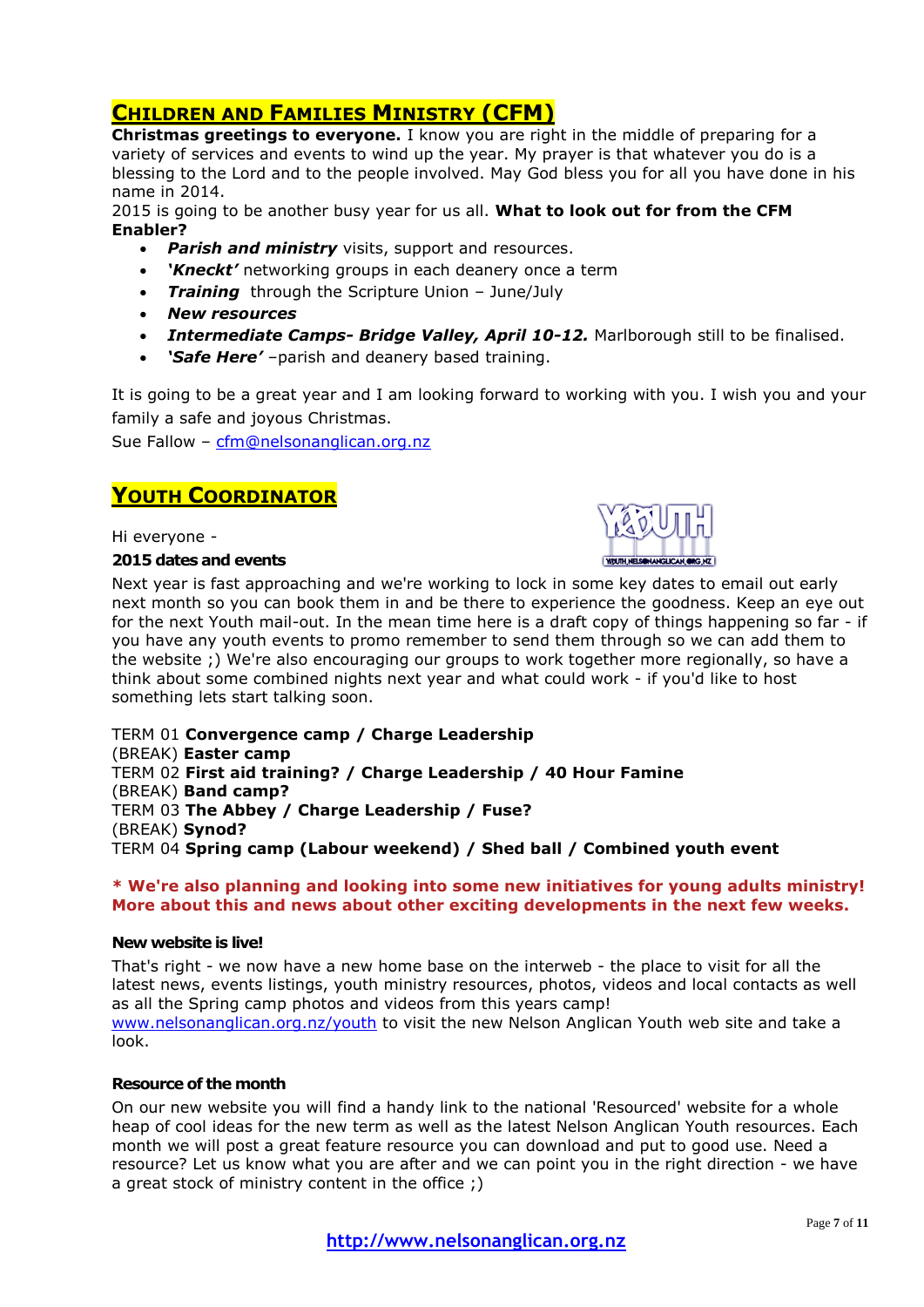## Children and Families Ministry (CFM)

**Christmas greetings to everyone.** I know you are right in the middle of preparing for a variety of services and events to wind up the year. My prayer is that whatever you do is a blessing to the Lord and to the people involved. May God bless you for all you have done in his name in 2014.

2015 is going to be another busy year for us all. **What to look out for from the CFM Enabler?**

- ***Parish and ministry*** visits, support and resources.
- ***'Kneckt'*** networking groups in each deanery once a term
- ***Training*** through the Scripture Union – June/July
- ***New resources***
- ***Intermediate Camps- Bridge Valley, April 10-12.*** Marlborough still to be finalised.
- ***'Safe Here'*** –parish and deanery based training.

It is going to be a great year and I am looking forward to working with you. I wish you and your family a safe and joyous Christmas.

Sue Fallow – cfm@nelsonanglican.org.nz

## Youth Coordinator

Hi everyone -

**2015 dates and events**

Next year is fast approaching and we're working to lock in some key dates to email out early next month so you can book them in and be there to experience the goodness. Keep an eye out for the next Youth mail-out. In the mean time here is a draft copy of things happening so far - if you have any youth events to promo remember to send them through so we can add them to the website ;) We're also encouraging our groups to work together more regionally, so have a think about some combined nights next year and what could work - if you'd like to host something lets start talking soon.

TERM 01 **Convergence camp / Charge Leadership**
(BREAK) **Easter camp**
TERM 02 **First aid training? / Charge Leadership / 40 Hour Famine**
(BREAK) **Band camp?**
TERM 03 **The Abbey / Charge Leadership / Fuse?**
(BREAK) **Synod?**
TERM 04 **Spring camp (Labour weekend) / Shed ball / Combined youth event**

**\* We're also planning and looking into some new initiatives for young adults ministry! More about this and news about other exciting developments in the next few weeks.**

**New website is live!**

That's right - we now have a new home base on the interweb - the place to visit for all the latest news, events listings, youth ministry resources, photos, videos and local contacts as well as all the Spring camp photos and videos from this years camp!
www.nelsonanglican.org.nz/youth to visit the new Nelson Anglican Youth web site and take a look.

**Resource of the month**

On our new website you will find a handy link to the national 'Resourced' website for a whole heap of cool ideas for the new term as well as the latest Nelson Anglican Youth resources. Each month we will post a great feature resource you can download and put to good use. Need a resource? Let us know what you are after and we can point you in the right direction - we have a great stock of ministry content in the office ;)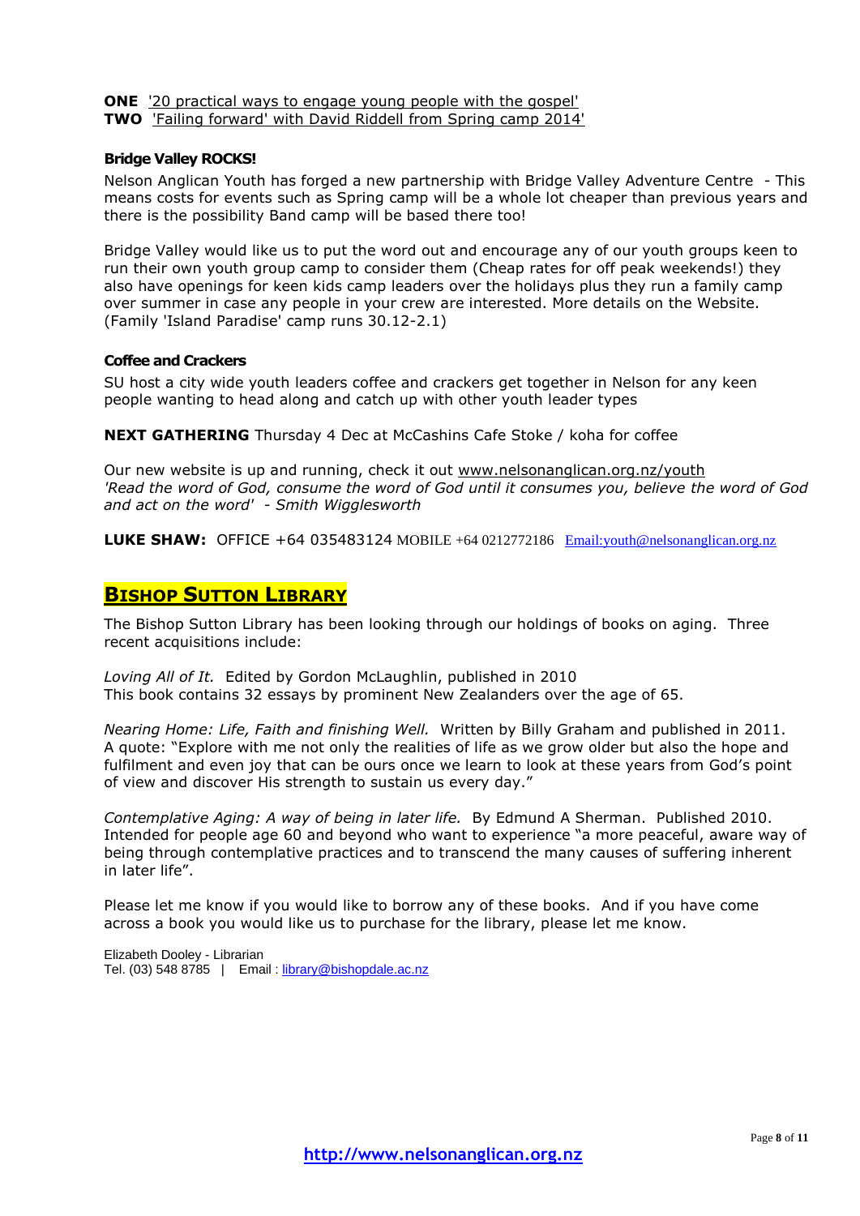**ONE** '20 practical ways to engage young people with the gospel'
**TWO** 'Failing forward' with David Riddell from Spring camp 2014'

**Bridge Valley ROCKS!**

Nelson Anglican Youth has forged a new partnership with Bridge Valley Adventure Centre - This means costs for events such as Spring camp will be a whole lot cheaper than previous years and there is the possibility Band camp will be based there too!

Bridge Valley would like us to put the word out and encourage any of our youth groups keen to run their own youth group camp to consider them (Cheap rates for off peak weekends!) they also have openings for keen kids camp leaders over the holidays plus they run a family camp over summer in case any people in your crew are interested. More details on the Website. (Family 'Island Paradise' camp runs 30.12-2.1)

**Coffee and Crackers**

SU host a city wide youth leaders coffee and crackers get together in Nelson for any keen people wanting to head along and catch up with other youth leader types

**NEXT GATHERING** Thursday 4 Dec at McCashins Cafe Stoke / koha for coffee

Our new website is up and running, check it out www.nelsonanglican.org.nz/youth
*'Read the word of God, consume the word of God until it consumes you, believe the word of God and act on the word' - Smith Wigglesworth*

**LUKE SHAW:** OFFICE +64 035483124 MOBILE +64 0212772186 Email:youth@nelsonanglican.org.nz

## Bishop Sutton Library

The Bishop Sutton Library has been looking through our holdings of books on aging. Three recent acquisitions include:

*Loving All of It.* Edited by Gordon McLaughlin, published in 2010
This book contains 32 essays by prominent New Zealanders over the age of 65.

*Nearing Home: Life, Faith and finishing Well.* Written by Billy Graham and published in 2011. A quote: "Explore with me not only the realities of life as we grow older but also the hope and fulfilment and even joy that can be ours once we learn to look at these years from God's point of view and discover His strength to sustain us every day."

*Contemplative Aging: A way of being in later life.* By Edmund A Sherman. Published 2010. Intended for people age 60 and beyond who want to experience "a more peaceful, aware way of being through contemplative practices and to transcend the many causes of suffering inherent in later life".

Please let me know if you would like to borrow any of these books. And if you have come across a book you would like us to purchase for the library, please let me know.

Elizabeth Dooley - Librarian
Tel. (03) 548 8785 | Email : library@bishopdale.ac.nz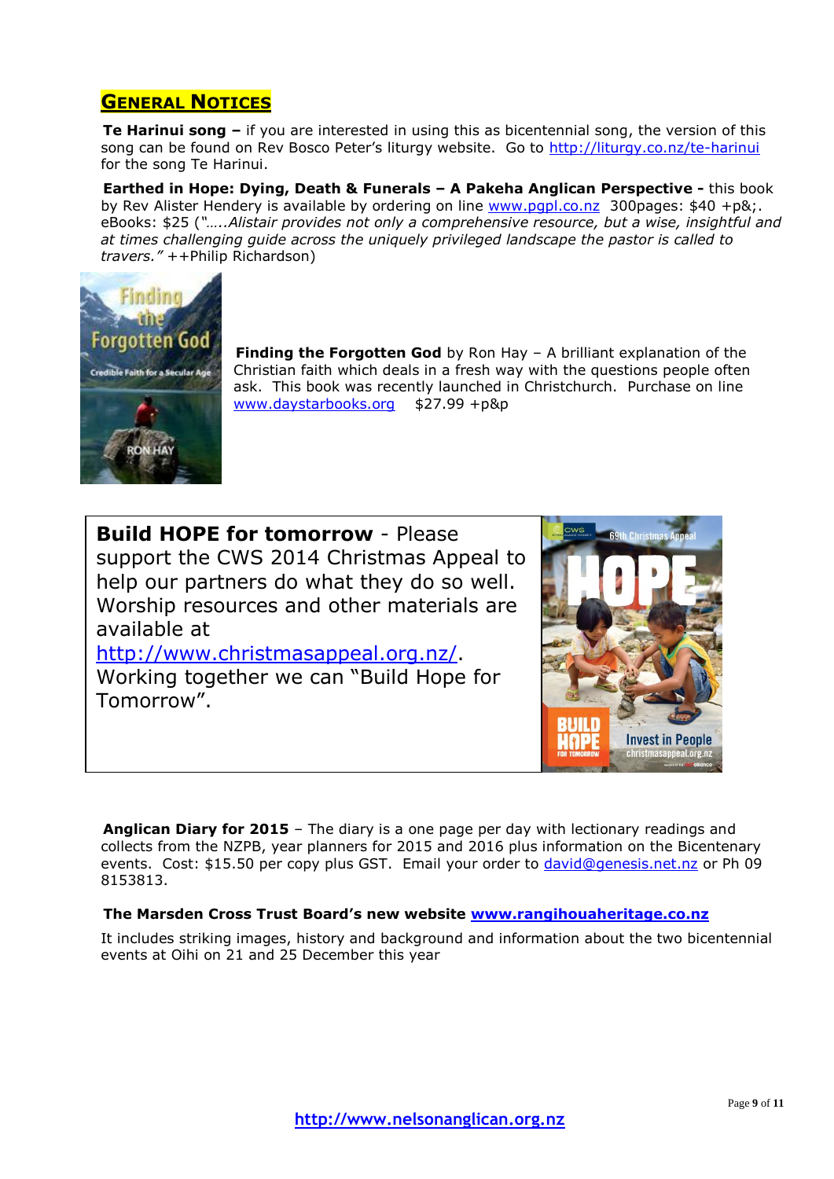## GENERAL NOTICES

**Te Harinui song –** if you are interested in using this as bicentennial song, the version of this song can be found on Rev Bosco Peter's liturgy website. Go to http://liturgy.co.nz/te-harinui for the song Te Harinui.

**Earthed in Hope: Dying, Death & Funerals – A Pakeha Anglican Perspective -** this book by Rev Alister Hendery is available by ordering on line www.pgpl.co.nz 300pages: $40 +p&;. eBooks: $25 (*"…..Alistair provides not only a comprehensive resource, but a wise, insightful and at times challenging guide across the uniquely privileged landscape the pastor is called to travers."* ++Philip Richardson)

**Finding the Forgotten God** by Ron Hay – A brilliant explanation of the Christian faith which deals in a fresh way with the questions people often ask. This book was recently launched in Christchurch. Purchase on line www.daystarbooks.org $27.99 +p&p

**Build HOPE for tomorrow** - Please support the CWS 2014 Christmas Appeal to help our partners do what they do so well. Worship resources and other materials are available at http://www.christmasappeal.org.nz/. Working together we can "Build Hope for Tomorrow".

**Anglican Diary for 2015** – The diary is a one page per day with lectionary readings and collects from the NZPB, year planners for 2015 and 2016 plus information on the Bicentenary events. Cost: $15.50 per copy plus GST. Email your order to david@genesis.net.nz or Ph 09 8153813.

**The Marsden Cross Trust Board's new website www.rangihouaheritage.co.nz**

It includes striking images, history and background and information about the two bicentennial events at Oihi on 21 and 25 December this year

http://www.nelsonanglican.org.nz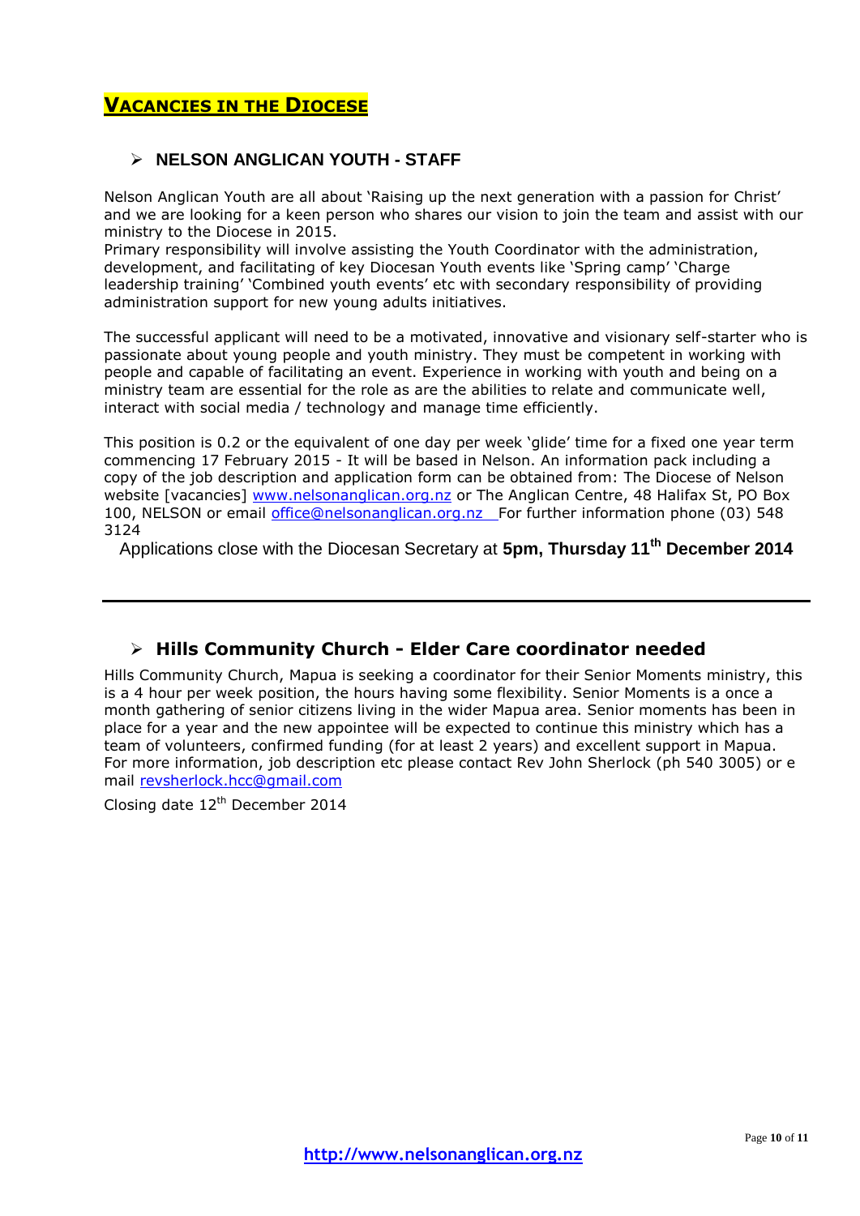## VACANCIES IN THE DIOCESE

### NELSON ANGLICAN YOUTH - STAFF

Nelson Anglican Youth are all about 'Raising up the next generation with a passion for Christ' and we are looking for a keen person who shares our vision to join the team and assist with our ministry to the Diocese in 2015.
Primary responsibility will involve assisting the Youth Coordinator with the administration, development, and facilitating of key Diocesan Youth events like 'Spring camp' 'Charge leadership training' 'Combined youth events' etc with secondary responsibility of providing administration support for new young adults initiatives.

The successful applicant will need to be a motivated, innovative and visionary self-starter who is passionate about young people and youth ministry. They must be competent in working with people and capable of facilitating an event. Experience in working with youth and being on a ministry team are essential for the role as are the abilities to relate and communicate well, interact with social media / technology and manage time efficiently.

This position is 0.2 or the equivalent of one day per week 'glide' time for a fixed one year term commencing 17 February 2015 - It will be based in Nelson. An information pack including a copy of the job description and application form can be obtained from: The Diocese of Nelson website [vacancies] www.nelsonanglican.org.nz or The Anglican Centre, 48 Halifax St, PO Box 100, NELSON or email office@nelsonanglican.org.nz For further information phone (03) 548 3124

Applications close with the Diocesan Secretary at **5pm, Thursday 11th December 2014**

---

### Hills Community Church - Elder Care coordinator needed

Hills Community Church, Mapua is seeking a coordinator for their Senior Moments ministry, this is a 4 hour per week position, the hours having some flexibility. Senior Moments is a once a month gathering of senior citizens living in the wider Mapua area. Senior moments has been in place for a year and the new appointee will be expected to continue this ministry which has a team of volunteers, confirmed funding (for at least 2 years) and excellent support in Mapua. For more information, job description etc please contact Rev John Sherlock (ph 540 3005) or e mail revsherlock.hcc@gmail.com

Closing date 12th December 2014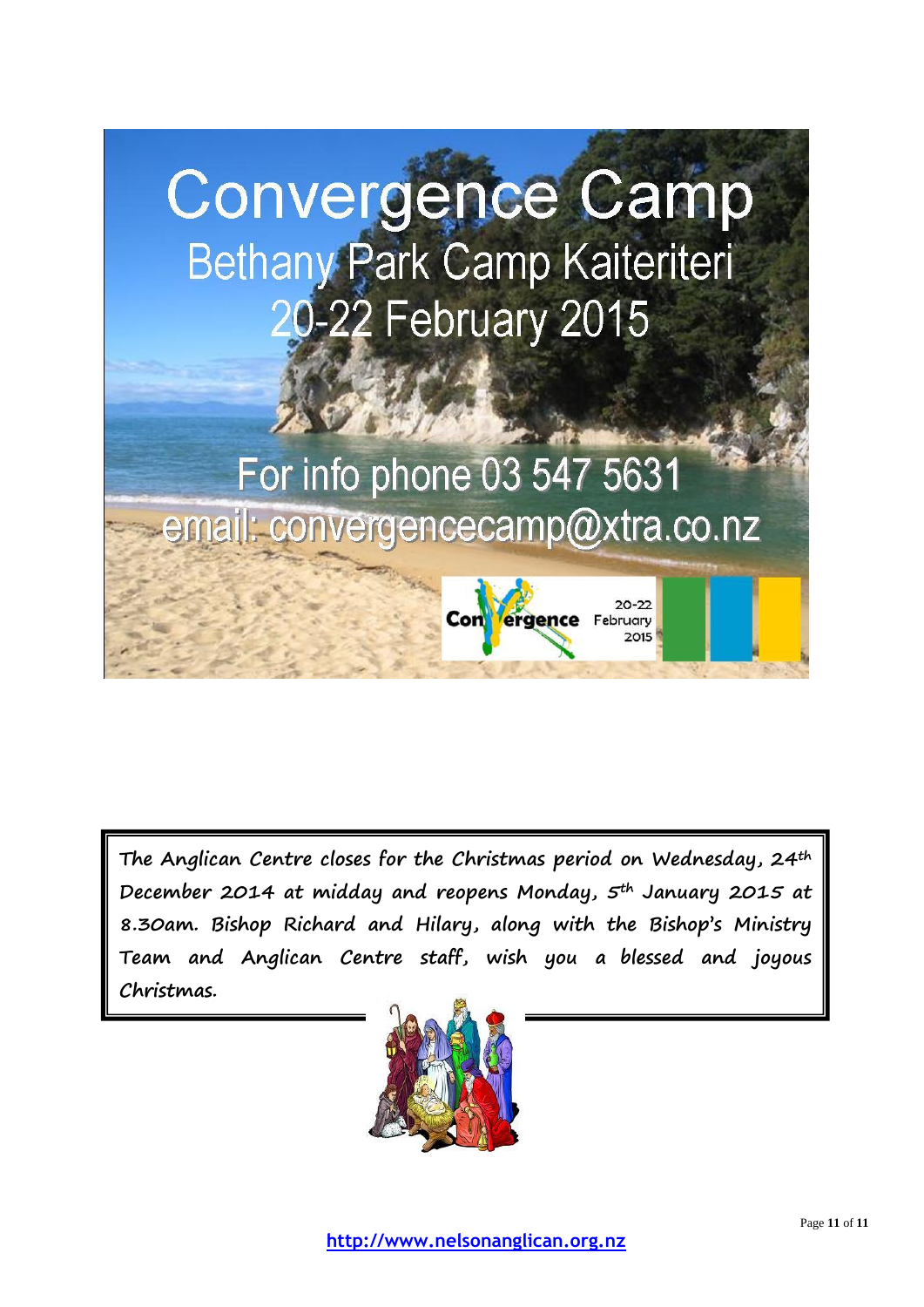# Convergence Camp

Bethany Park Camp Kaiteriteri
20-22 February 2015

For info phone 03 547 5631
email: convergencecamp@xtra.co.nz

Convergence 20-22 February 2015

**The Anglican Centre closes for the Christmas period on Wednesday, 24th December 2014 at midday and reopens Monday, 5th January 2015 at 8.30am. Bishop Richard and Hilary, along with the Bishop's Ministry Team and Anglican Centre staff, wish you a blessed and joyous Christmas.**

http://www.nelsonanglican.org.nz